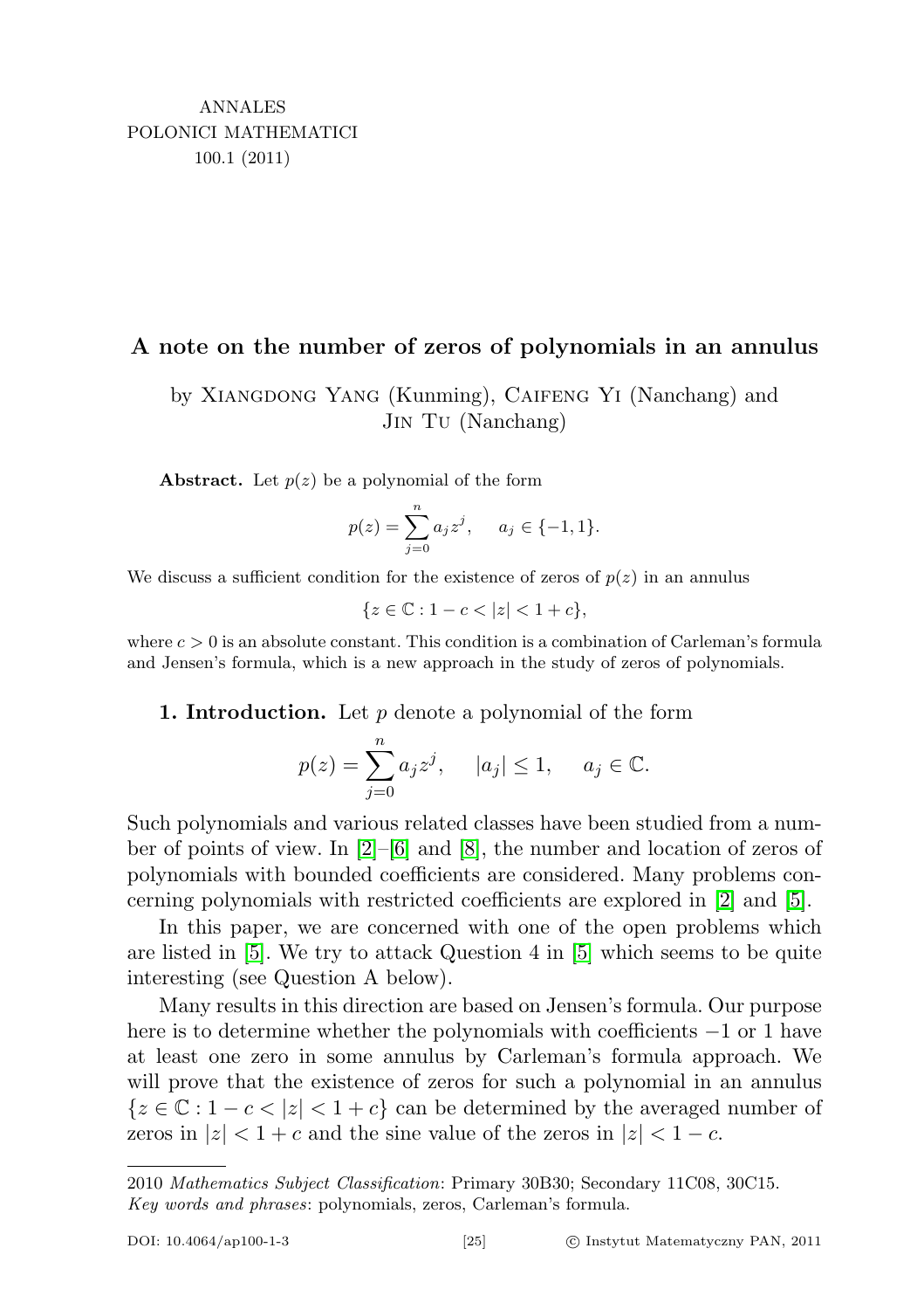ANNALES
POLONICI MATHEMATICI
100.1 (2011)

# A note on the number of zeros of polynomials in an annulus

by Xiangdong Yang (Kunming), Caifeng Yi (Nanchang) and Jin Tu (Nanchang)

**Abstract.** Let $p(z)$ be a polynomial of the form

$$p(z) = \sum_{j=0}^{n} a_j z^j, \quad a_j \in \{-1, 1\}.$$

We discuss a sufficient condition for the existence of zeros of $p(z)$ in an annulus

$$\{z \in \mathbb{C} : 1 - c < |z| < 1 + c\},$$

where $c > 0$ is an absolute constant. This condition is a combination of Carleman's formula and Jensen's formula, which is a new approach in the study of zeros of polynomials.

**1. Introduction.** Let $p$ denote a polynomial of the form

$$p(z) = \sum_{j=0}^{n} a_j z^j, \quad |a_j| \leq 1, \quad a_j \in \mathbb{C}.$$

Such polynomials and various related classes have been studied from a number of points of view. In [2]–[6] and [8], the number and location of zeros of polynomials with bounded coefficients are considered. Many problems concerning polynomials with restricted coefficients are explored in [2] and [5].

In this paper, we are concerned with one of the open problems which are listed in [5]. We try to attack Question 4 in [5] which seems to be quite interesting (see Question A below).

Many results in this direction are based on Jensen's formula. Our purpose here is to determine whether the polynomials with coefficients $-1$ or 1 have at least one zero in some annulus by Carleman's formula approach. We will prove that the existence of zeros for such a polynomial in an annulus $\{z \in \mathbb{C} : 1 - c < |z| < 1 + c\}$ can be determined by the averaged number of zeros in $|z| < 1 + c$ and the sine value of the zeros in $|z| < 1 - c$.

2010 *Mathematics Subject Classification*: Primary 30B30; Secondary 11C08, 30C15.
*Key words and phrases*: polynomials, zeros, Carleman's formula.

DOI: 10.4064/ap100-1-3 © Instytut Matematyczny PAN, 2011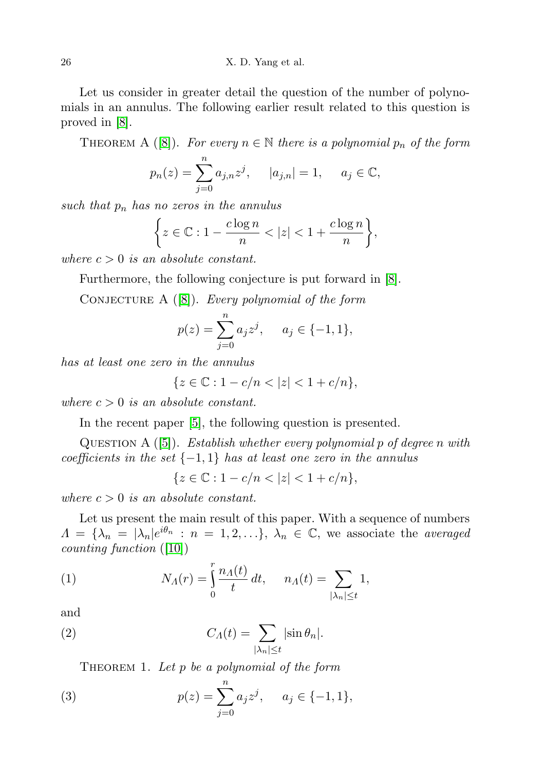Let us consider in greater detail the question of the number of polynomials in an annulus. The following earlier result related to this question is proved in [8].

Theorem A ([8]). *For every $n \in \mathbb{N}$ there is a polynomial $p_n$ of the form*

$$p_n(z) = \sum_{j=0}^{n} a_{j,n} z^j, \qquad |a_{j,n}| = 1, \qquad a_j \in \mathbb{C},$$

*such that $p_n$ has no zeros in the annulus*

$$\left\{ z \in \mathbb{C} : 1 - \frac{c \log n}{n} < |z| < 1 + \frac{c \log n}{n} \right\},$$

*where $c > 0$ is an absolute constant.*

Furthermore, the following conjecture is put forward in [8].

Conjecture A ([8]). *Every polynomial of the form*

$$p(z) = \sum_{j=0}^{n} a_j z^j, \qquad a_j \in \{-1, 1\},$$

*has at least one zero in the annulus*

$$\{ z \in \mathbb{C} : 1 - c/n < |z| < 1 + c/n \},$$

*where $c > 0$ is an absolute constant.*

In the recent paper [5], the following question is presented.

Question A ([5]). *Establish whether every polynomial $p$ of degree $n$ with coefficients in the set $\{-1, 1\}$ has at least one zero in the annulus*

$$\{ z \in \mathbb{C} : 1 - c/n < |z| < 1 + c/n \},$$

*where $c > 0$ is an absolute constant.*

Let us present the main result of this paper. With a sequence of numbers $\Lambda = \{\lambda_n = |\lambda_n| e^{i\theta_n} : n = 1, 2, \ldots\}$, $\lambda_n \in \mathbb{C}$, we associate the *averaged counting function* ([10])

$$N_\Lambda(r) = \int_0^r \frac{n_\Lambda(t)}{t} \, dt, \qquad n_\Lambda(t) = \sum_{|\lambda_n| \le t} 1, \tag{1}$$

and

$$C_\Lambda(t) = \sum_{|\lambda_n| \le t} |\sin \theta_n|. \tag{2}$$

Theorem 1. *Let $p$ be a polynomial of the form*

$$p(z) = \sum_{j=0}^{n} a_j z^j, \qquad a_j \in \{-1, 1\}, \tag{3}$$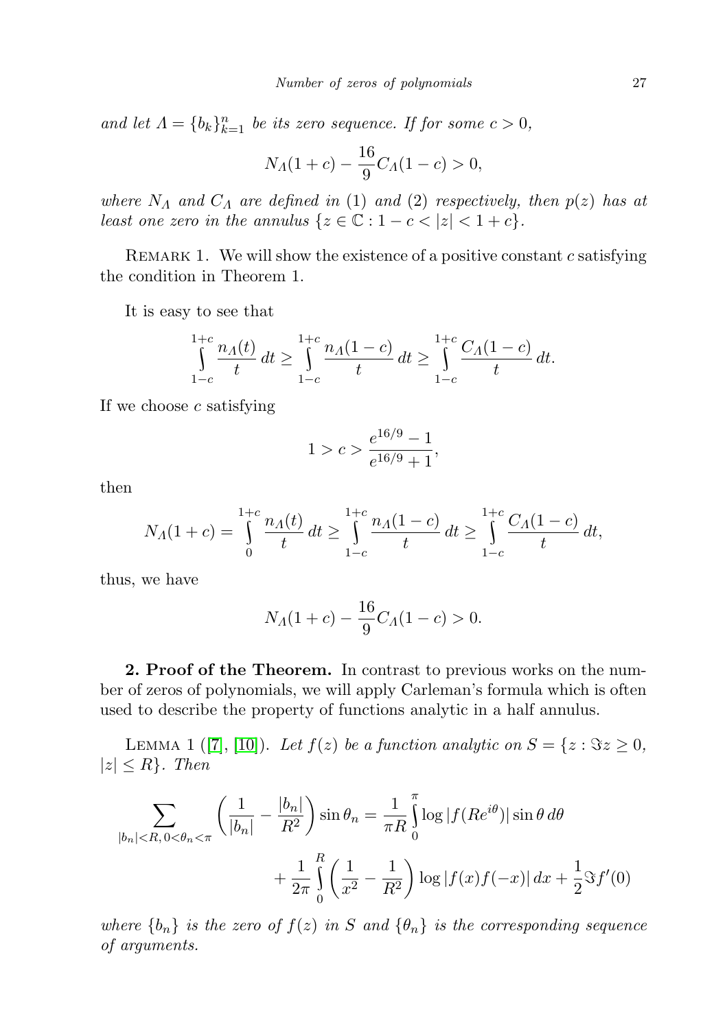*and let $\Lambda = \{b_k\}_{k=1}^n$ be its zero sequence. If for some $c > 0$,*

$$N_\Lambda(1+c) - \frac{16}{9} C_\Lambda(1-c) > 0,$$

*where $N_\Lambda$ and $C_\Lambda$ are defined in (1) and (2) respectively, then $p(z)$ has at least one zero in the annulus $\{z \in \mathbb{C} : 1 - c < |z| < 1 + c\}$.*

Remark 1. We will show the existence of a positive constant $c$ satisfying the condition in Theorem 1.

It is easy to see that

$$\int_{1-c}^{1+c} \frac{n_\Lambda(t)}{t}\, dt \geq \int_{1-c}^{1+c} \frac{n_\Lambda(1-c)}{t}\, dt \geq \int_{1-c}^{1+c} \frac{C_\Lambda(1-c)}{t}\, dt.$$

If we choose $c$ satisfying

$$1 > c > \frac{e^{16/9} - 1}{e^{16/9} + 1},$$

then

$$N_\Lambda(1+c) = \int_{0}^{1+c} \frac{n_\Lambda(t)}{t}\, dt \geq \int_{1-c}^{1+c} \frac{n_\Lambda(1-c)}{t}\, dt \geq \int_{1-c}^{1+c} \frac{C_\Lambda(1-c)}{t}\, dt,$$

thus, we have

$$N_\Lambda(1+c) - \frac{16}{9} C_\Lambda(1-c) > 0.$$

**2. Proof of the Theorem.** In contrast to previous works on the number of zeros of polynomials, we will apply Carleman's formula which is often used to describe the property of functions analytic in a half annulus.

Lemma 1 ([7], [10]). *Let $f(z)$ be a function analytic on $S = \{z : \Im z \geq 0, |z| \leq R\}$. Then*

$$\sum_{|b_n| < R,\, 0 < \theta_n < \pi} \left( \frac{1}{|b_n|} - \frac{|b_n|}{R^2} \right) \sin\theta_n = \frac{1}{\pi R} \int_0^\pi \log|f(Re^{i\theta})| \sin\theta\, d\theta + \frac{1}{2\pi} \int_0^R \left( \frac{1}{x^2} - \frac{1}{R^2} \right) \log|f(x) f(-x)|\, dx + \frac{1}{2} \Im f'(0)$$

*where $\{b_n\}$ is the zero of $f(z)$ in $S$ and $\{\theta_n\}$ is the corresponding sequence of arguments.*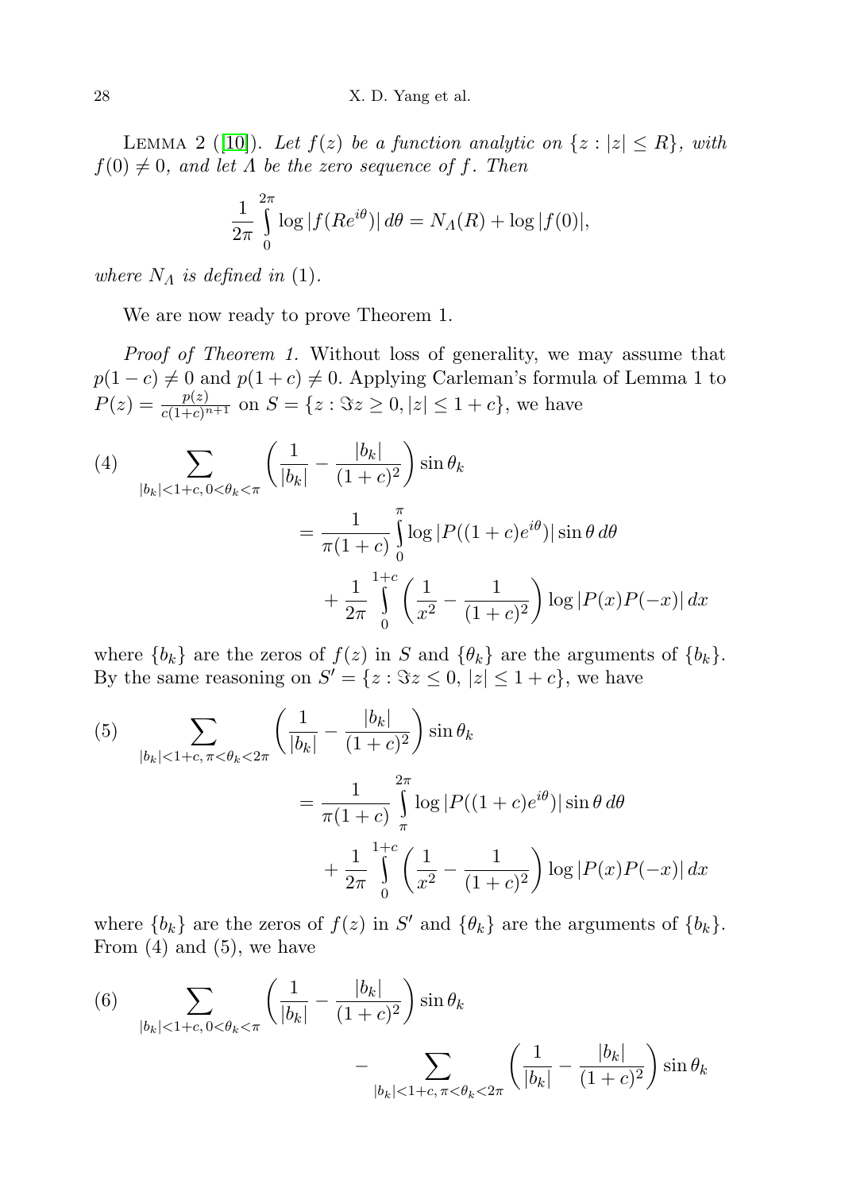LEMMA 2 ([10]). *Let $f(z)$ be a function analytic on $\{z : |z| \le R\}$, with $f(0) \neq 0$, and let $\Lambda$ be the zero sequence of $f$. Then*

$$\frac{1}{2\pi}\int_0^{2\pi} \log|f(Re^{i\theta})|\,d\theta = N_\Lambda(R) + \log|f(0)|,$$

*where $N_\Lambda$ is defined in* (1).

We are now ready to prove Theorem 1.

*Proof of Theorem 1.* Without loss of generality, we may assume that $p(1-c) \neq 0$ and $p(1+c) \neq 0$. Applying Carleman's formula of Lemma 1 to $P(z) = \frac{p(z)}{c(1+c)^{n+1}}$ on $S = \{z : \Im z \ge 0, |z| \le 1+c\}$, we have

$$\begin{aligned}
(4)\quad \sum_{|b_k|<1+c,\, 0<\theta_k<\pi} &\left(\frac{1}{|b_k|} - \frac{|b_k|}{(1+c)^2}\right)\sin\theta_k \\
&= \frac{1}{\pi(1+c)}\int_0^{\pi} \log|P((1+c)e^{i\theta})|\sin\theta\,d\theta \\
&\quad + \frac{1}{2\pi}\int_0^{1+c}\left(\frac{1}{x^2} - \frac{1}{(1+c)^2}\right)\log|P(x)P(-x)|\,dx
\end{aligned}$$

where $\{b_k\}$ are the zeros of $f(z)$ in $S$ and $\{\theta_k\}$ are the arguments of $\{b_k\}$. By the same reasoning on $S' = \{z : \Im z \le 0,\ |z| \le 1+c\}$, we have

$$\begin{aligned}
(5)\quad \sum_{|b_k|<1+c,\, \pi<\theta_k<2\pi} &\left(\frac{1}{|b_k|} - \frac{|b_k|}{(1+c)^2}\right)\sin\theta_k \\
&= \frac{1}{\pi(1+c)}\int_\pi^{2\pi} \log|P((1+c)e^{i\theta})|\sin\theta\,d\theta \\
&\quad + \frac{1}{2\pi}\int_0^{1+c}\left(\frac{1}{x^2} - \frac{1}{(1+c)^2}\right)\log|P(x)P(-x)|\,dx
\end{aligned}$$

where $\{b_k\}$ are the zeros of $f(z)$ in $S'$ and $\{\theta_k\}$ are the arguments of $\{b_k\}$. From (4) and (5), we have

$$\begin{aligned}
(6)\quad \sum_{|b_k|<1+c,\, 0<\theta_k<\pi} &\left(\frac{1}{|b_k|} - \frac{|b_k|}{(1+c)^2}\right)\sin\theta_k \\
&\quad - \sum_{|b_k|<1+c,\, \pi<\theta_k<2\pi}\left(\frac{1}{|b_k|} - \frac{|b_k|}{(1+c)^2}\right)\sin\theta_k
\end{aligned}$$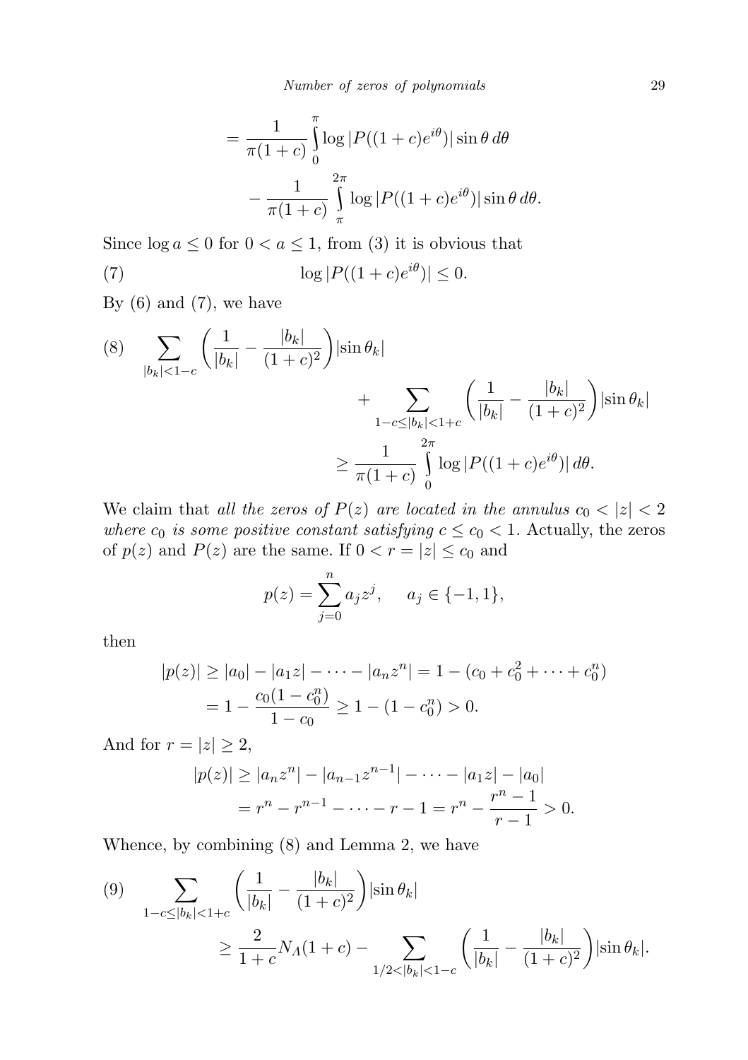$$= \frac{1}{\pi(1+c)} \int_0^{\pi} \log |P((1+c)e^{i\theta})| \sin\theta \, d\theta$$

$$- \frac{1}{\pi(1+c)} \int_{\pi}^{2\pi} \log |P((1+c)e^{i\theta})| \sin\theta \, d\theta.$$

Since $\log a \leq 0$ for $0 < a \leq 1$, from (3) it is obvious that

$$\log |P((1+c)e^{i\theta})| \leq 0. \tag{7}$$

By (6) and (7), we have

$$\sum_{|b_k|<1-c} \left( \frac{1}{|b_k|} - \frac{|b_k|}{(1+c)^2} \right) |\sin\theta_k| + \sum_{1-c\leq |b_k|<1+c} \left( \frac{1}{|b_k|} - \frac{|b_k|}{(1+c)^2} \right) |\sin\theta_k| \geq \frac{1}{\pi(1+c)} \int_0^{2\pi} \log |P((1+c)e^{i\theta})| \, d\theta. \tag{8}$$

We claim that *all the zeros of $P(z)$ are located in the annulus $c_0 < |z| < 2$ where $c_0$ is some positive constant satisfying $c \leq c_0 < 1$.* Actually, the zeros of $p(z)$ and $P(z)$ are the same. If $0 < r = |z| \leq c_0$ and

$$p(z) = \sum_{j=0}^{n} a_j z^j, \qquad a_j \in \{-1, 1\},$$

then

$$|p(z)| \geq |a_0| - |a_1 z| - \cdots - |a_n z^n| = 1 - (c_0 + c_0^2 + \cdots + c_0^n)$$
$$= 1 - \frac{c_0(1-c_0^n)}{1-c_0} \geq 1 - (1 - c_0^n) > 0.$$

And for $r = |z| \geq 2$,

$$|p(z)| \geq |a_n z^n| - |a_{n-1} z^{n-1}| - \cdots - |a_1 z| - |a_0|$$
$$= r^n - r^{n-1} - \cdots - r - 1 = r^n - \frac{r^n - 1}{r-1} > 0.$$

Whence, by combining (8) and Lemma 2, we have

$$\sum_{1-c\leq |b_k|<1+c} \left( \frac{1}{|b_k|} - \frac{|b_k|}{(1+c)^2} \right) |\sin\theta_k| \geq \frac{2}{1+c} N_A(1+c) - \sum_{1/2<|b_k|<1-c} \left( \frac{1}{|b_k|} - \frac{|b_k|}{(1+c)^2} \right) |\sin\theta_k|. \tag{9}$$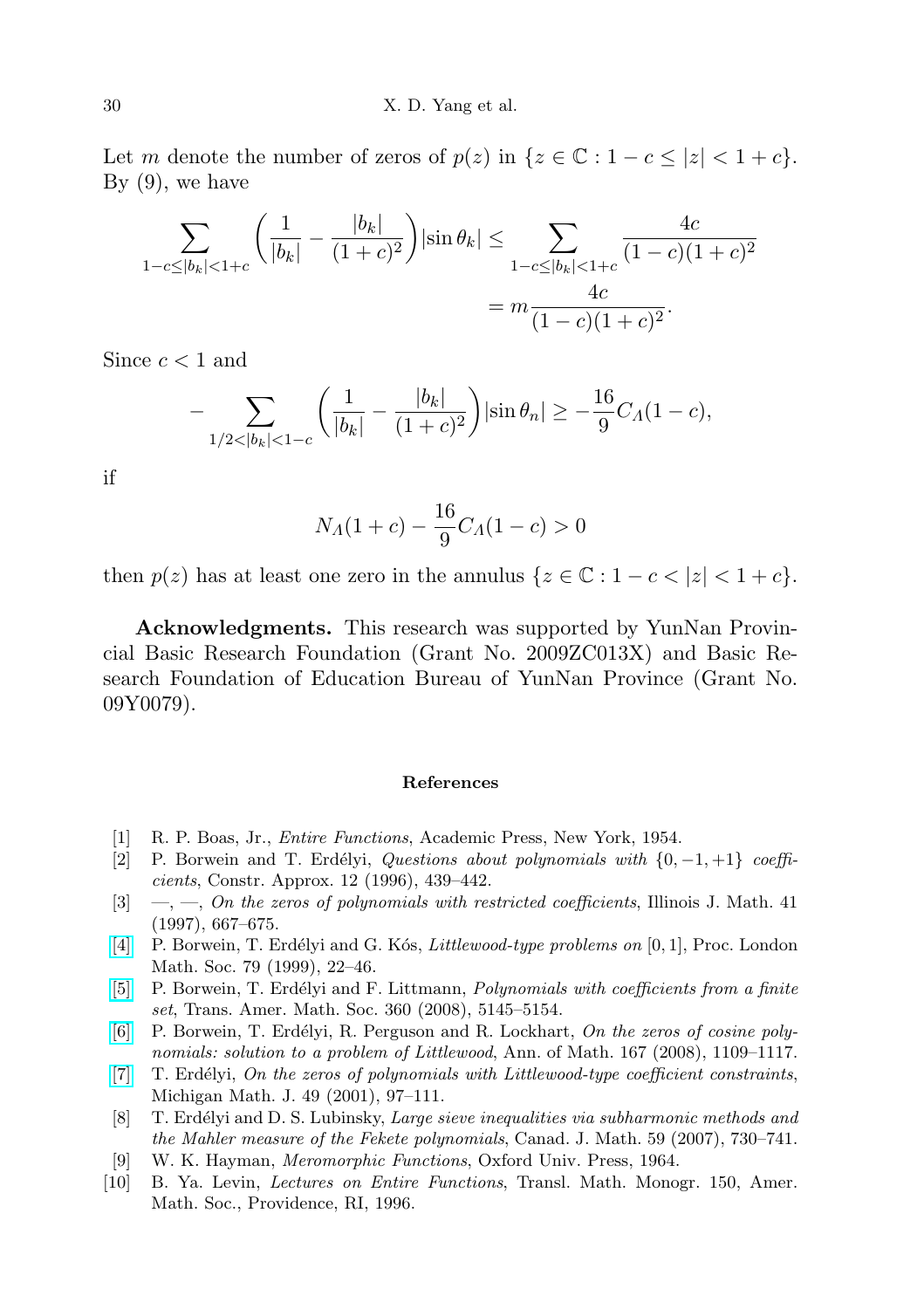Let $m$ denote the number of zeros of $p(z)$ in $\{z \in \mathbb{C} : 1-c \le |z| < 1+c\}$. By (9), we have

$$
\begin{aligned}
\sum_{1-c\le|b_k|<1+c} \left(\frac{1}{|b_k|} - \frac{|b_k|}{(1+c)^2}\right)|\sin\theta_k| &\le \sum_{1-c\le|b_k|<1+c} \frac{4c}{(1-c)(1+c)^2} \\
&= m\frac{4c}{(1-c)(1+c)^2}.
\end{aligned}
$$

Since $c < 1$ and

$$
-\sum_{1/2<|b_k|<1-c} \left(\frac{1}{|b_k|} - \frac{|b_k|}{(1+c)^2}\right)|\sin\theta_n| \ge -\frac{16}{9}C_\Lambda(1-c),
$$

if

$$
N_\Lambda(1+c) - \frac{16}{9}C_\Lambda(1-c) > 0
$$

then $p(z)$ has at least one zero in the annulus $\{z \in \mathbb{C} : 1-c < |z| < 1+c\}$.

**Acknowledgments.** This research was supported by YunNan Provincial Basic Research Foundation (Grant No. 2009ZC013X) and Basic Research Foundation of Education Bureau of YunNan Province (Grant No. 09Y0079).

## References

[1] R. P. Boas, Jr., *Entire Functions*, Academic Press, New York, 1954.

[2] P. Borwein and T. Erdélyi, *Questions about polynomials with* $\{0, -1, +1\}$ *coefficients*, Constr. Approx. 12 (1996), 439–442.

[3] —, —, *On the zeros of polynomials with restricted coefficients*, Illinois J. Math. 41 (1997), 667–675.

[4] P. Borwein, T. Erdélyi and G. Kós, *Littlewood-type problems on* $[0, 1]$, Proc. London Math. Soc. 79 (1999), 22–46.

[5] P. Borwein, T. Erdélyi and F. Littmann, *Polynomials with coefficients from a finite set*, Trans. Amer. Math. Soc. 360 (2008), 5145–5154.

[6] P. Borwein, T. Erdélyi, R. Perguson and R. Lockhart, *On the zeros of cosine polynomials: solution to a problem of Littlewood*, Ann. of Math. 167 (2008), 1109–1117.

[7] T. Erdélyi, *On the zeros of polynomials with Littlewood-type coefficient constraints*, Michigan Math. J. 49 (2001), 97–111.

[8] T. Erdélyi and D. S. Lubinsky, *Large sieve inequalities via subharmonic methods and the Mahler measure of the Fekete polynomials*, Canad. J. Math. 59 (2007), 730–741.

[9] W. K. Hayman, *Meromorphic Functions*, Oxford Univ. Press, 1964.

[10] B. Ya. Levin, *Lectures on Entire Functions*, Transl. Math. Monogr. 150, Amer. Math. Soc., Providence, RI, 1996.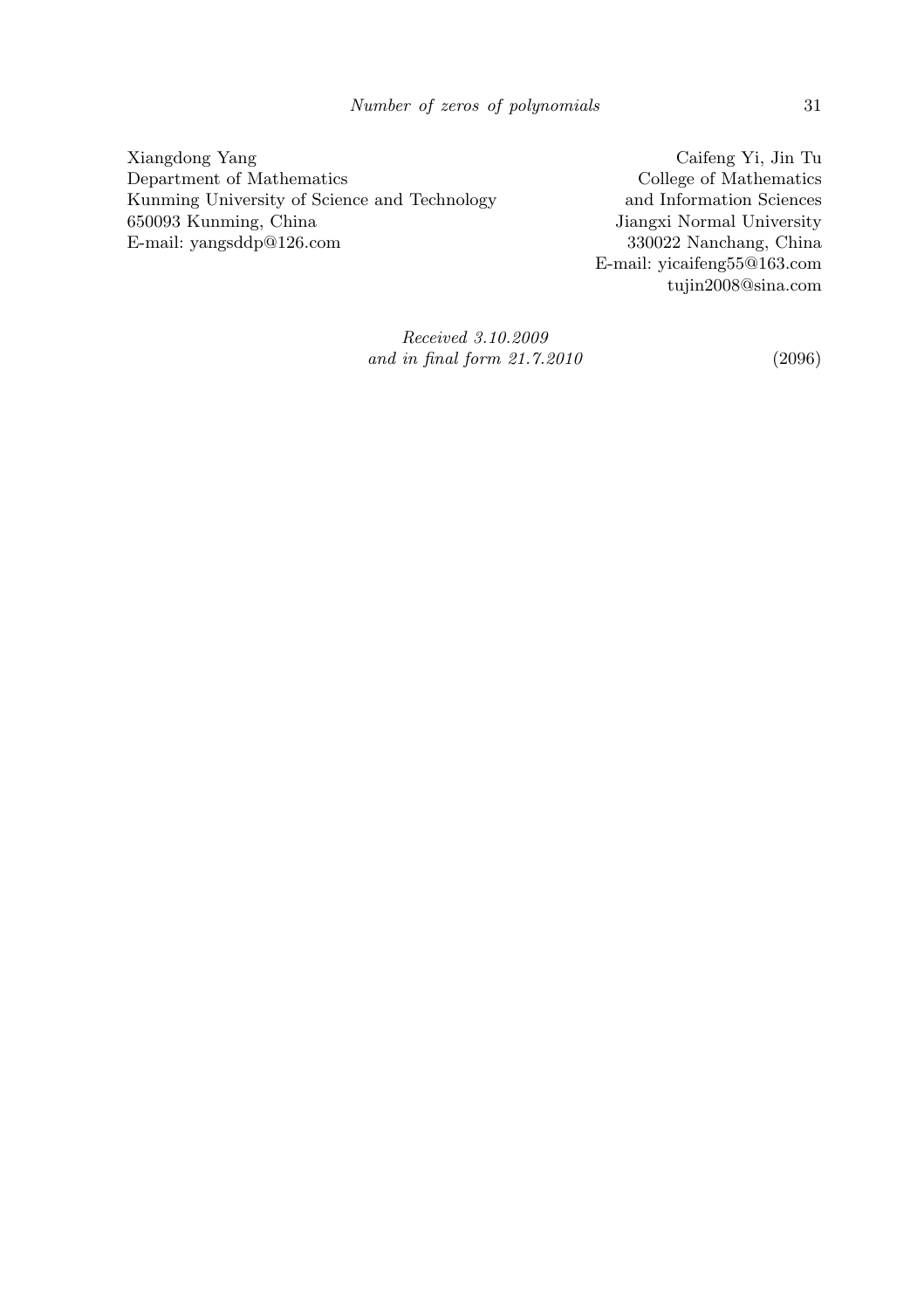Xiangdong Yang
Department of Mathematics
Kunming University of Science and Technology
650093 Kunming, China
E-mail: yangsddp@126.com

Caifeng Yi, Jin Tu
College of Mathematics
and Information Sciences
Jiangxi Normal University
330022 Nanchang, China
E-mail: yicaifeng55@163.com
tujin2008@sina.com

*Received 3.10.2009*
*and in final form 21.7.2010* (2096)